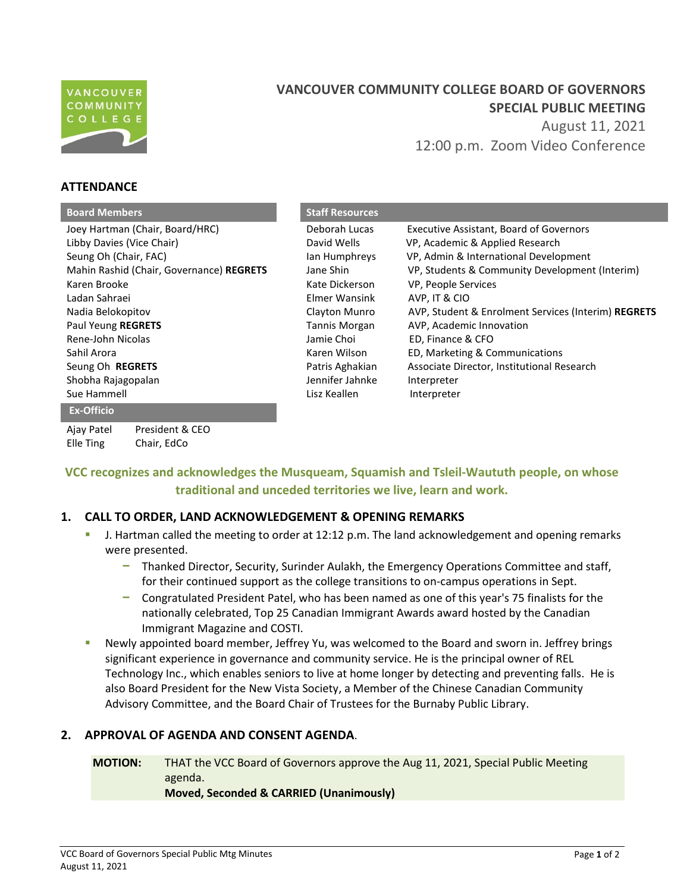# VANCOUVER COMMUNITY COLLEGE BOARD OF GOVERNORS
## SPECIAL PUBLIC MEETING

August 11, 2021
12:00 p.m. Zoom Video Conference

## ATTENDANCE

| Board Members |
|---|
| Joey Hartman (Chair, Board/HRC) |
| Libby Davies (Vice Chair) |
| Seung Oh (Chair, FAC) |
| Mahin Rashid (Chair, Governance) **REGRETS** |
| Karen Brooke |
| Ladan Sahraei |
| Nadia Belokopitov |
| Paul Yeung **REGRETS** |
| Rene-John Nicolas |
| Sahil Arora |
| Seung Oh **REGRETS** |
| Shobha Rajagopalan |
| Sue Hammell |

| Ex-Officio | |
|---|---|
| Ajay Patel | President & CEO |
| Elle Ting | Chair, EdCo |

| Staff Resources | |
|---|---|
| Deborah Lucas | Executive Assistant, Board of Governors |
| David Wells | VP, Academic & Applied Research |
| Ian Humphreys | VP, Admin & International Development |
| Jane Shin | VP, Students & Community Development (Interim) |
| Kate Dickerson | VP, People Services |
| Elmer Wansink | AVP, IT & CIO |
| Clayton Munro | AVP, Student & Enrolment Services (Interim) **REGRETS** |
| Tannis Morgan | AVP, Academic Innovation |
| Jamie Choi | ED, Finance & CFO |
| Karen Wilson | ED, Marketing & Communications |
| Patris Aghakian | Associate Director, Institutional Research |
| Jennifer Jahnke | Interpreter |
| Lisz Keallen | Interpreter |

**VCC recognizes and acknowledges the Musqueam, Squamish and Tsleil-Waututh people, on whose traditional and unceded territories we live, learn and work.**

## 1. CALL TO ORDER, LAND ACKNOWLEDGEMENT & OPENING REMARKS

- J. Hartman called the meeting to order at 12:12 p.m. The land acknowledgement and opening remarks were presented.
  - Thanked Director, Security, Surinder Aulakh, the Emergency Operations Committee and staff, for their continued support as the college transitions to on-campus operations in Sept.
  - Congratulated President Patel, who has been named as one of this year's 75 finalists for the nationally celebrated, Top 25 Canadian Immigrant Awards award hosted by the Canadian Immigrant Magazine and COSTI.
- Newly appointed board member, Jeffrey Yu, was welcomed to the Board and sworn in. Jeffrey brings significant experience in governance and community service. He is the principal owner of REL Technology Inc., which enables seniors to live at home longer by detecting and preventing falls. He is also Board President for the New Vista Society, a Member of the Chinese Canadian Community Advisory Committee, and the Board Chair of Trustees for the Burnaby Public Library.

## 2. APPROVAL OF AGENDA AND CONSENT AGENDA.

**MOTION:** THAT the VCC Board of Governors approve the Aug 11, 2021, Special Public Meeting agenda.
**Moved, Seconded & CARRIED (Unanimously)**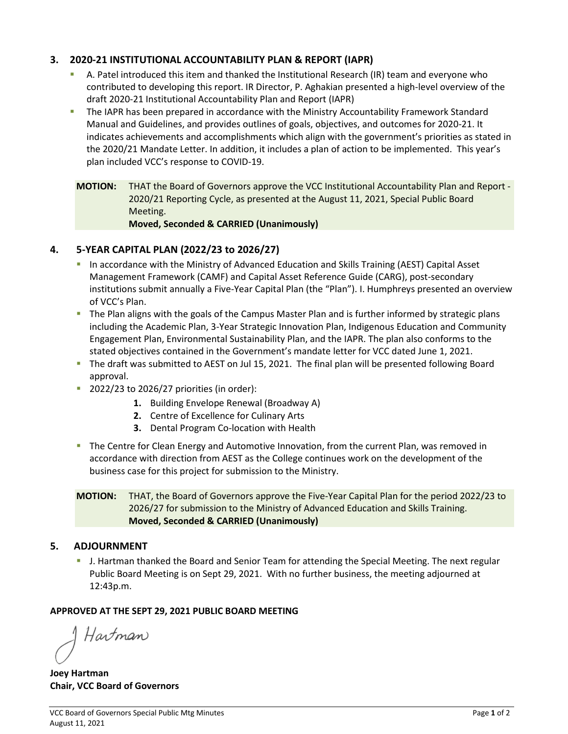## 3. 2020-21 INSTITUTIONAL ACCOUNTABILITY PLAN & REPORT (IAPR)

- A. Patel introduced this item and thanked the Institutional Research (IR) team and everyone who contributed to developing this report. IR Director, P. Aghakian presented a high-level overview of the draft 2020-21 Institutional Accountability Plan and Report (IAPR)
- The IAPR has been prepared in accordance with the Ministry Accountability Framework Standard Manual and Guidelines, and provides outlines of goals, objectives, and outcomes for 2020-21. It indicates achievements and accomplishments which align with the government's priorities as stated in the 2020/21 Mandate Letter. In addition, it includes a plan of action to be implemented. This year's plan included VCC's response to COVID-19.

**MOTION:** THAT the Board of Governors approve the VCC Institutional Accountability Plan and Report - 2020/21 Reporting Cycle, as presented at the August 11, 2021, Special Public Board Meeting.
**Moved, Seconded & CARRIED (Unanimously)**

## 4. 5-YEAR CAPITAL PLAN (2022/23 to 2026/27)

- In accordance with the Ministry of Advanced Education and Skills Training (AEST) Capital Asset Management Framework (CAMF) and Capital Asset Reference Guide (CARG), post-secondary institutions submit annually a Five-Year Capital Plan (the "Plan"). I. Humphreys presented an overview of VCC's Plan.
- The Plan aligns with the goals of the Campus Master Plan and is further informed by strategic plans including the Academic Plan, 3-Year Strategic Innovation Plan, Indigenous Education and Community Engagement Plan, Environmental Sustainability Plan, and the IAPR. The plan also conforms to the stated objectives contained in the Government's mandate letter for VCC dated June 1, 2021.
- The draft was submitted to AEST on Jul 15, 2021. The final plan will be presented following Board approval.
- 2022/23 to 2026/27 priorities (in order):
  1. Building Envelope Renewal (Broadway A)
  2. Centre of Excellence for Culinary Arts
  3. Dental Program Co-location with Health
- The Centre for Clean Energy and Automotive Innovation, from the current Plan, was removed in accordance with direction from AEST as the College continues work on the development of the business case for this project for submission to the Ministry.

**MOTION:** THAT, the Board of Governors approve the Five-Year Capital Plan for the period 2022/23 to 2026/27 for submission to the Ministry of Advanced Education and Skills Training.
**Moved, Seconded & CARRIED (Unanimously)**

## 5. ADJOURNMENT

- J. Hartman thanked the Board and Senior Team for attending the Special Meeting. The next regular Public Board Meeting is on Sept 29, 2021. With no further business, the meeting adjourned at 12:43p.m.

**APPROVED AT THE SEPT 29, 2021 PUBLIC BOARD MEETING**

J Hartman

**Joey Hartman**
**Chair, VCC Board of Governors**